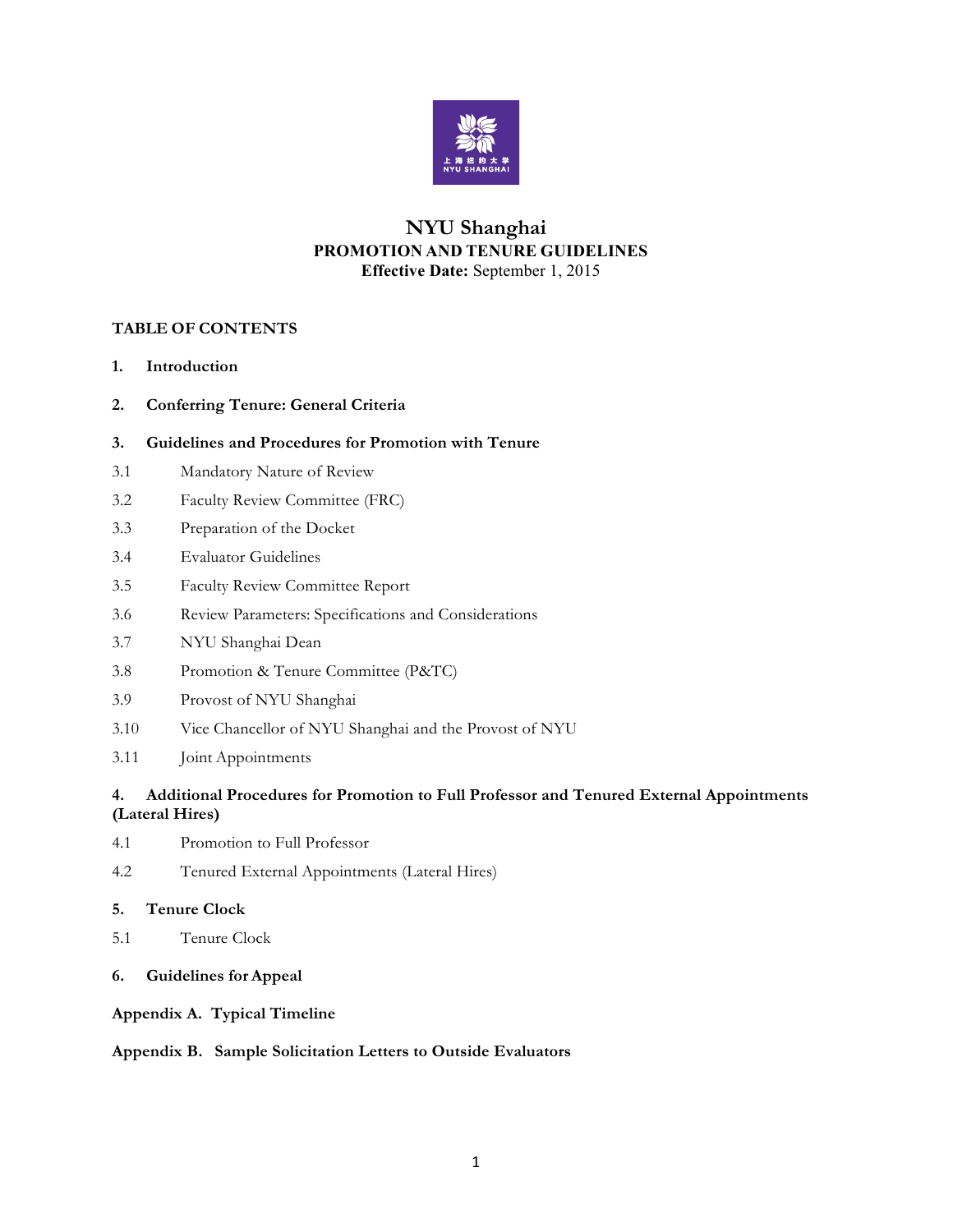# NYU Shanghai
## PROMOTION AND TENURE GUIDELINES
**Effective Date:** September 1, 2015

**TABLE OF CONTENTS**

**1. Introduction**

**2. Conferring Tenure: General Criteria**

**3. Guidelines and Procedures for Promotion with Tenure**

3.1 Mandatory Nature of Review

3.2 Faculty Review Committee (FRC)

3.3 Preparation of the Docket

3.4 Evaluator Guidelines

3.5 Faculty Review Committee Report

3.6 Review Parameters: Specifications and Considerations

3.7 NYU Shanghai Dean

3.8 Promotion & Tenure Committee (P&TC)

3.9 Provost of NYU Shanghai

3.10 Vice Chancellor of NYU Shanghai and the Provost of NYU

3.11 Joint Appointments

**4. Additional Procedures for Promotion to Full Professor and Tenured External Appointments (Lateral Hires)**

4.1 Promotion to Full Professor

4.2 Tenured External Appointments (Lateral Hires)

**5. Tenure Clock**

5.1 Tenure Clock

**6. Guidelines for Appeal**

**Appendix A. Typical Timeline**

**Appendix B. Sample Solicitation Letters to Outside Evaluators**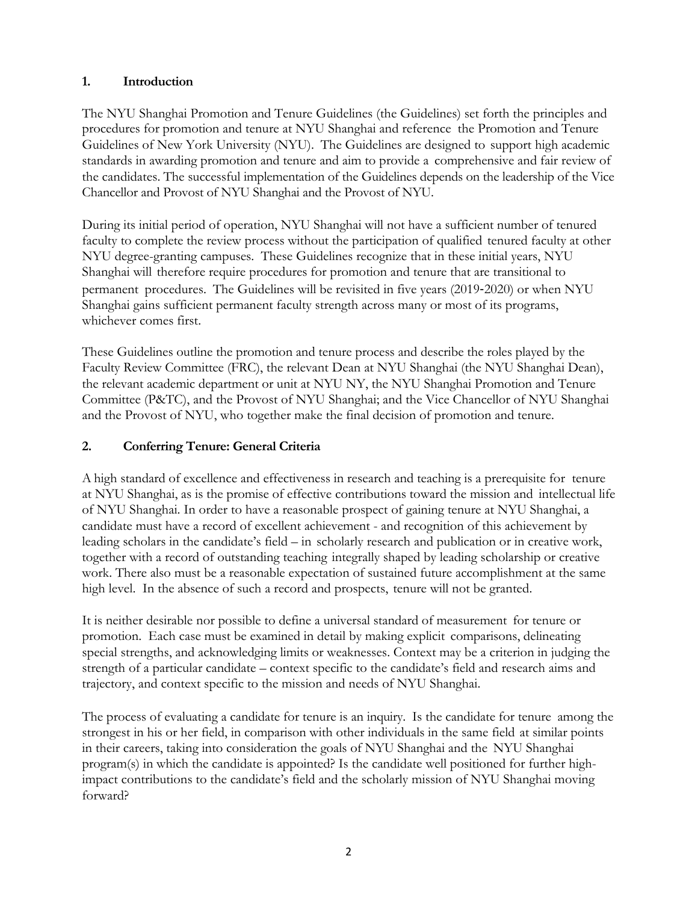## 1. Introduction

The NYU Shanghai Promotion and Tenure Guidelines (the Guidelines) set forth the principles and procedures for promotion and tenure at NYU Shanghai and reference the Promotion and Tenure Guidelines of New York University (NYU). The Guidelines are designed to support high academic standards in awarding promotion and tenure and aim to provide a comprehensive and fair review of the candidates. The successful implementation of the Guidelines depends on the leadership of the Vice Chancellor and Provost of NYU Shanghai and the Provost of NYU.

During its initial period of operation, NYU Shanghai will not have a sufficient number of tenured faculty to complete the review process without the participation of qualified tenured faculty at other NYU degree-granting campuses. These Guidelines recognize that in these initial years, NYU Shanghai will therefore require procedures for promotion and tenure that are transitional to permanent procedures. The Guidelines will be revisited in five years (2019-2020) or when NYU Shanghai gains sufficient permanent faculty strength across many or most of its programs, whichever comes first.

These Guidelines outline the promotion and tenure process and describe the roles played by the Faculty Review Committee (FRC), the relevant Dean at NYU Shanghai (the NYU Shanghai Dean), the relevant academic department or unit at NYU NY, the NYU Shanghai Promotion and Tenure Committee (P&TC), and the Provost of NYU Shanghai; and the Vice Chancellor of NYU Shanghai and the Provost of NYU, who together make the final decision of promotion and tenure.

## 2. Conferring Tenure: General Criteria

A high standard of excellence and effectiveness in research and teaching is a prerequisite for tenure at NYU Shanghai, as is the promise of effective contributions toward the mission and intellectual life of NYU Shanghai. In order to have a reasonable prospect of gaining tenure at NYU Shanghai, a candidate must have a record of excellent achievement - and recognition of this achievement by leading scholars in the candidate's field – in scholarly research and publication or in creative work, together with a record of outstanding teaching integrally shaped by leading scholarship or creative work. There also must be a reasonable expectation of sustained future accomplishment at the same high level. In the absence of such a record and prospects, tenure will not be granted.

It is neither desirable nor possible to define a universal standard of measurement for tenure or promotion. Each case must be examined in detail by making explicit comparisons, delineating special strengths, and acknowledging limits or weaknesses. Context may be a criterion in judging the strength of a particular candidate – context specific to the candidate's field and research aims and trajectory, and context specific to the mission and needs of NYU Shanghai.

The process of evaluating a candidate for tenure is an inquiry. Is the candidate for tenure among the strongest in his or her field, in comparison with other individuals in the same field at similar points in their careers, taking into consideration the goals of NYU Shanghai and the NYU Shanghai program(s) in which the candidate is appointed? Is the candidate well positioned for further high-impact contributions to the candidate's field and the scholarly mission of NYU Shanghai moving forward?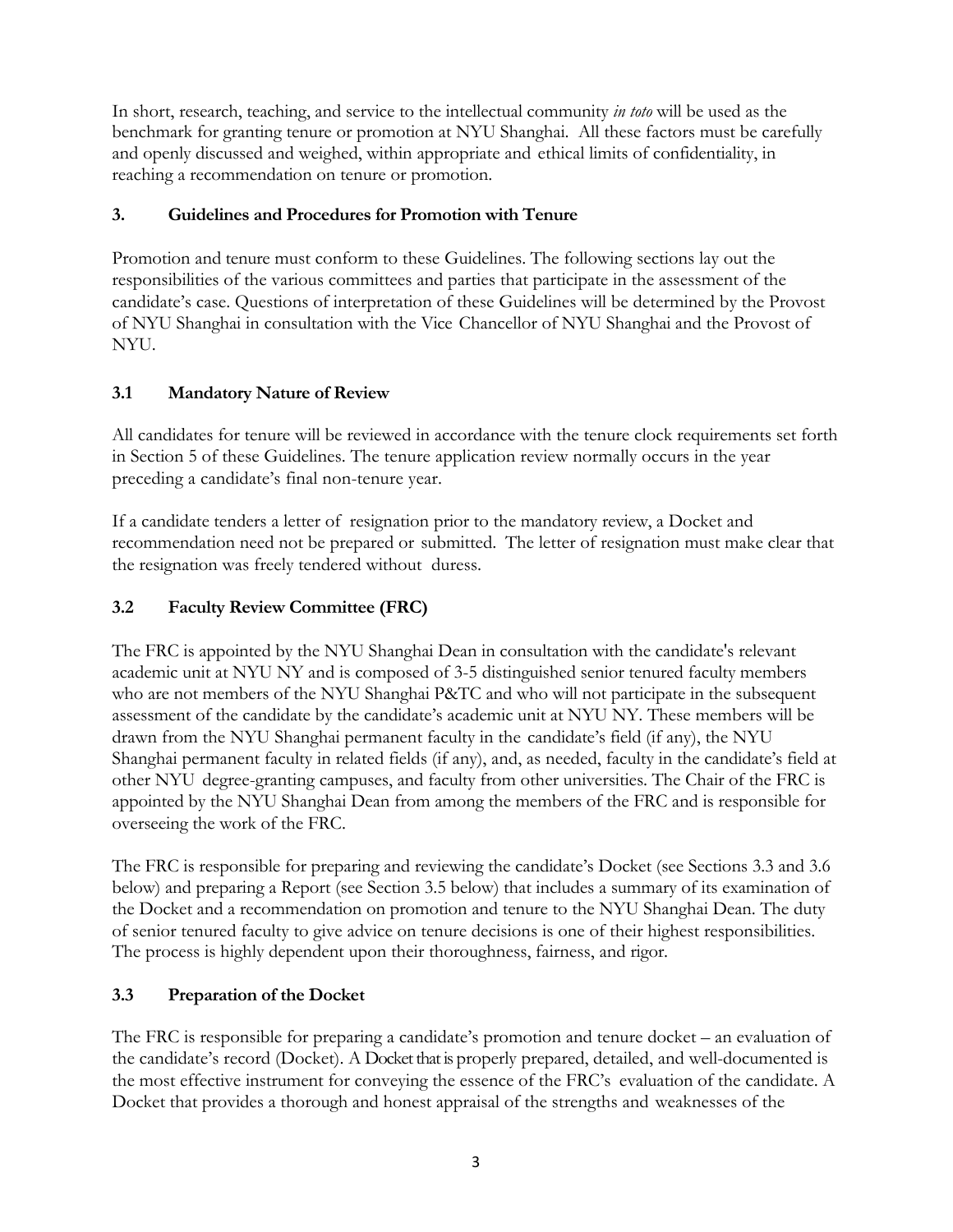In short, research, teaching, and service to the intellectual community *in toto* will be used as the benchmark for granting tenure or promotion at NYU Shanghai. All these factors must be carefully and openly discussed and weighed, within appropriate and ethical limits of confidentiality, in reaching a recommendation on tenure or promotion.

## 3. Guidelines and Procedures for Promotion with Tenure

Promotion and tenure must conform to these Guidelines. The following sections lay out the responsibilities of the various committees and parties that participate in the assessment of the candidate's case. Questions of interpretation of these Guidelines will be determined by the Provost of NYU Shanghai in consultation with the Vice Chancellor of NYU Shanghai and the Provost of NYU.

### 3.1 Mandatory Nature of Review

All candidates for tenure will be reviewed in accordance with the tenure clock requirements set forth in Section 5 of these Guidelines. The tenure application review normally occurs in the year preceding a candidate's final non-tenure year.

If a candidate tenders a letter of resignation prior to the mandatory review, a Docket and recommendation need not be prepared or submitted. The letter of resignation must make clear that the resignation was freely tendered without duress.

### 3.2 Faculty Review Committee (FRC)

The FRC is appointed by the NYU Shanghai Dean in consultation with the candidate's relevant academic unit at NYU NY and is composed of 3-5 distinguished senior tenured faculty members who are not members of the NYU Shanghai P&TC and who will not participate in the subsequent assessment of the candidate by the candidate's academic unit at NYU NY. These members will be drawn from the NYU Shanghai permanent faculty in the candidate's field (if any), the NYU Shanghai permanent faculty in related fields (if any), and, as needed, faculty in the candidate's field at other NYU degree-granting campuses, and faculty from other universities. The Chair of the FRC is appointed by the NYU Shanghai Dean from among the members of the FRC and is responsible for overseeing the work of the FRC.

The FRC is responsible for preparing and reviewing the candidate's Docket (see Sections 3.3 and 3.6 below) and preparing a Report (see Section 3.5 below) that includes a summary of its examination of the Docket and a recommendation on promotion and tenure to the NYU Shanghai Dean. The duty of senior tenured faculty to give advice on tenure decisions is one of their highest responsibilities. The process is highly dependent upon their thoroughness, fairness, and rigor.

### 3.3 Preparation of the Docket

The FRC is responsible for preparing a candidate's promotion and tenure docket – an evaluation of the candidate's record (Docket). A Docket that is properly prepared, detailed, and well-documented is the most effective instrument for conveying the essence of the FRC's evaluation of the candidate. A Docket that provides a thorough and honest appraisal of the strengths and weaknesses of the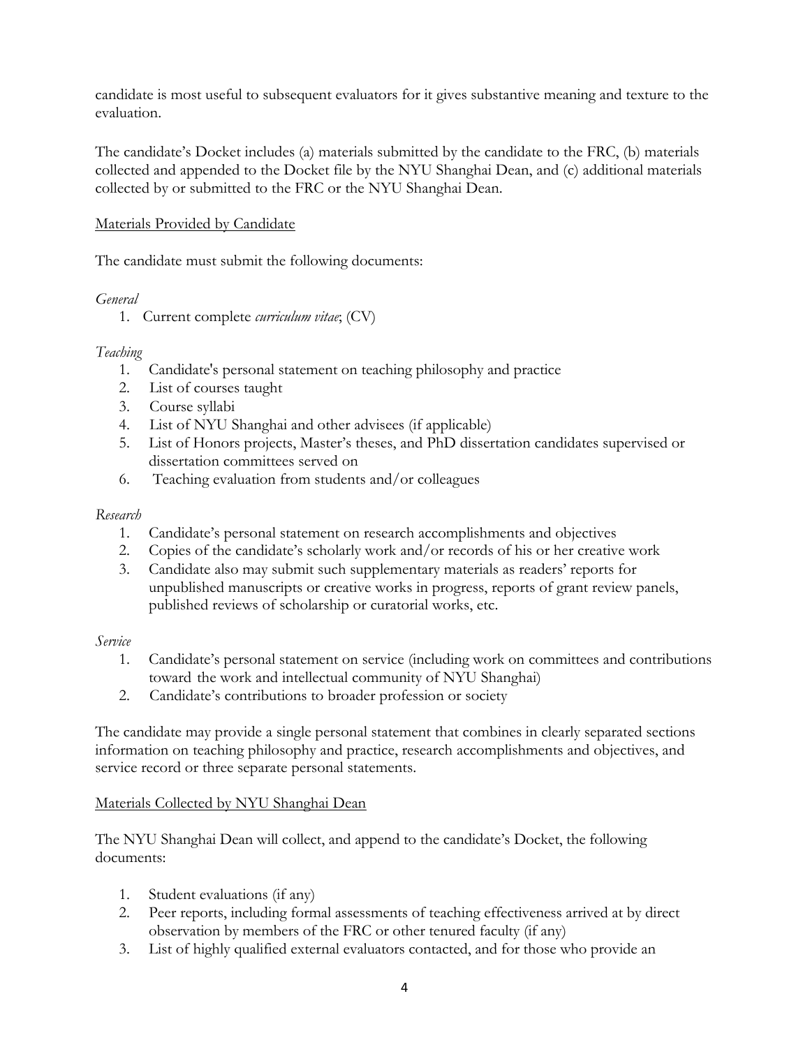candidate is most useful to subsequent evaluators for it gives substantive meaning and texture to the evaluation.

The candidate's Docket includes (a) materials submitted by the candidate to the FRC, (b) materials collected and appended to the Docket file by the NYU Shanghai Dean, and (c) additional materials collected by or submitted to the FRC or the NYU Shanghai Dean.

<u>Materials Provided by Candidate</u>

The candidate must submit the following documents:

*General*

1. Current complete *curriculum vitae*; (CV)

*Teaching*

1. Candidate's personal statement on teaching philosophy and practice
2. List of courses taught
3. Course syllabi
4. List of NYU Shanghai and other advisees (if applicable)
5. List of Honors projects, Master's theses, and PhD dissertation candidates supervised or dissertation committees served on
6. Teaching evaluation from students and/or colleagues

*Research*

1. Candidate's personal statement on research accomplishments and objectives
2. Copies of the candidate's scholarly work and/or records of his or her creative work
3. Candidate also may submit such supplementary materials as readers' reports for unpublished manuscripts or creative works in progress, reports of grant review panels, published reviews of scholarship or curatorial works, etc.

*Service*

1. Candidate's personal statement on service (including work on committees and contributions toward the work and intellectual community of NYU Shanghai)
2. Candidate's contributions to broader profession or society

The candidate may provide a single personal statement that combines in clearly separated sections information on teaching philosophy and practice, research accomplishments and objectives, and service record or three separate personal statements.

<u>Materials Collected by NYU Shanghai Dean</u>

The NYU Shanghai Dean will collect, and append to the candidate's Docket, the following documents:

1. Student evaluations (if any)
2. Peer reports, including formal assessments of teaching effectiveness arrived at by direct observation by members of the FRC or other tenured faculty (if any)
3. List of highly qualified external evaluators contacted, and for those who provide an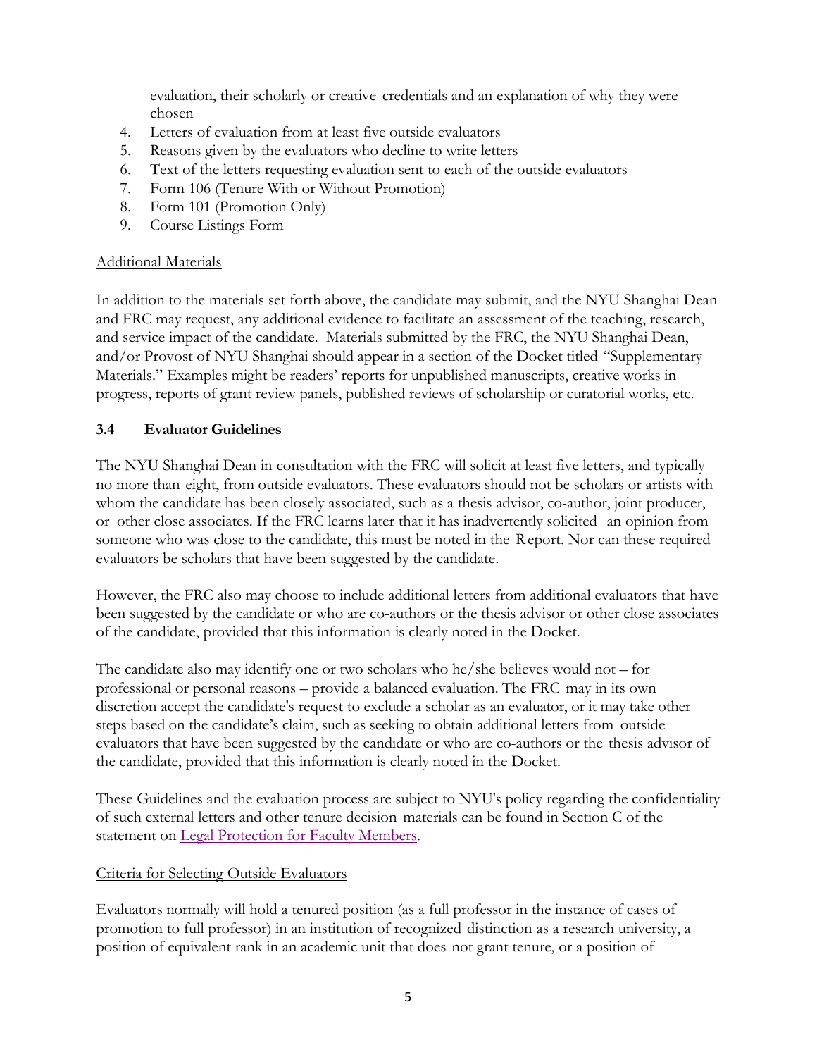evaluation, their scholarly or creative credentials and an explanation of why they were chosen

4. Letters of evaluation from at least five outside evaluators
5. Reasons given by the evaluators who decline to write letters
6. Text of the letters requesting evaluation sent to each of the outside evaluators
7. Form 106 (Tenure With or Without Promotion)
8. Form 101 (Promotion Only)
9. Course Listings Form

<u>Additional Materials</u>

In addition to the materials set forth above, the candidate may submit, and the NYU Shanghai Dean and FRC may request, any additional evidence to facilitate an assessment of the teaching, research, and service impact of the candidate. Materials submitted by the FRC, the NYU Shanghai Dean, and/or Provost of NYU Shanghai should appear in a section of the Docket titled "Supplementary Materials." Examples might be readers' reports for unpublished manuscripts, creative works in progress, reports of grant review panels, published reviews of scholarship or curatorial works, etc.

### 3.4 Evaluator Guidelines

The NYU Shanghai Dean in consultation with the FRC will solicit at least five letters, and typically no more than eight, from outside evaluators. These evaluators should not be scholars or artists with whom the candidate has been closely associated, such as a thesis advisor, co-author, joint producer, or other close associates. If the FRC learns later that it has inadvertently solicited an opinion from someone who was close to the candidate, this must be noted in the Report. Nor can these required evaluators be scholars that have been suggested by the candidate.

However, the FRC also may choose to include additional letters from additional evaluators that have been suggested by the candidate or who are co-authors or the thesis advisor or other close associates of the candidate, provided that this information is clearly noted in the Docket.

The candidate also may identify one or two scholars who he/she believes would not – for professional or personal reasons – provide a balanced evaluation. The FRC may in its own discretion accept the candidate's request to exclude a scholar as an evaluator, or it may take other steps based on the candidate's claim, such as seeking to obtain additional letters from outside evaluators that have been suggested by the candidate or who are co-authors or the thesis advisor of the candidate, provided that this information is clearly noted in the Docket.

These Guidelines and the evaluation process are subject to NYU's policy regarding the confidentiality of such external letters and other tenure decision materials can be found in Section C of the statement on Legal Protection for Faculty Members.

<u>Criteria for Selecting Outside Evaluators</u>

Evaluators normally will hold a tenured position (as a full professor in the instance of cases of promotion to full professor) in an institution of recognized distinction as a research university, a position of equivalent rank in an academic unit that does not grant tenure, or a position of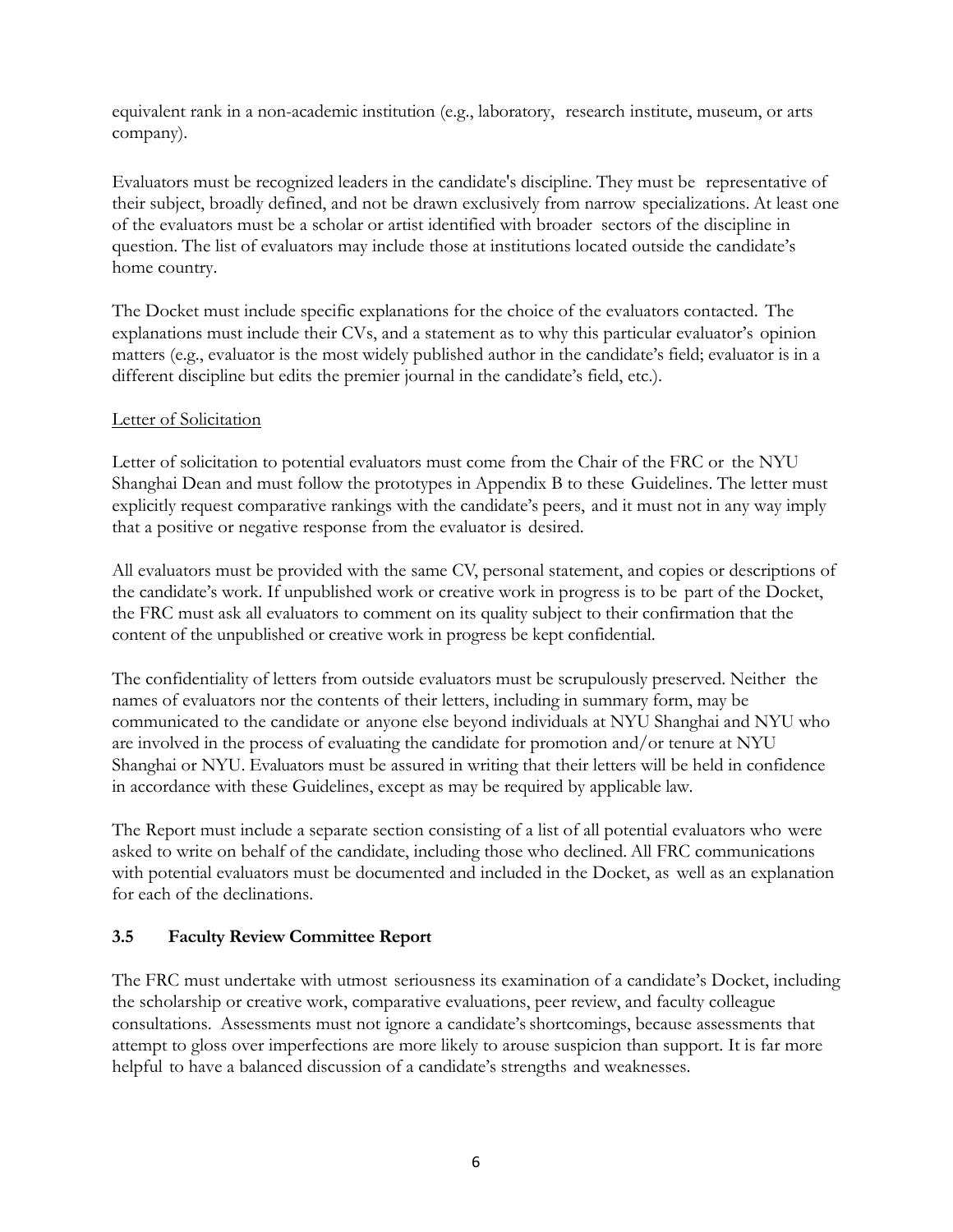equivalent rank in a non-academic institution (e.g., laboratory, research institute, museum, or arts company).

Evaluators must be recognized leaders in the candidate's discipline. They must be representative of their subject, broadly defined, and not be drawn exclusively from narrow specializations. At least one of the evaluators must be a scholar or artist identified with broader sectors of the discipline in question. The list of evaluators may include those at institutions located outside the candidate's home country.

The Docket must include specific explanations for the choice of the evaluators contacted. The explanations must include their CVs, and a statement as to why this particular evaluator's opinion matters (e.g., evaluator is the most widely published author in the candidate's field; evaluator is in a different discipline but edits the premier journal in the candidate's field, etc.).

Letter of Solicitation

Letter of solicitation to potential evaluators must come from the Chair of the FRC or the NYU Shanghai Dean and must follow the prototypes in Appendix B to these Guidelines. The letter must explicitly request comparative rankings with the candidate's peers, and it must not in any way imply that a positive or negative response from the evaluator is desired.

All evaluators must be provided with the same CV, personal statement, and copies or descriptions of the candidate's work. If unpublished work or creative work in progress is to be part of the Docket, the FRC must ask all evaluators to comment on its quality subject to their confirmation that the content of the unpublished or creative work in progress be kept confidential.

The confidentiality of letters from outside evaluators must be scrupulously preserved. Neither the names of evaluators nor the contents of their letters, including in summary form, may be communicated to the candidate or anyone else beyond individuals at NYU Shanghai and NYU who are involved in the process of evaluating the candidate for promotion and/or tenure at NYU Shanghai or NYU. Evaluators must be assured in writing that their letters will be held in confidence in accordance with these Guidelines, except as may be required by applicable law.

The Report must include a separate section consisting of a list of all potential evaluators who were asked to write on behalf of the candidate, including those who declined. All FRC communications with potential evaluators must be documented and included in the Docket, as well as an explanation for each of the declinations.

### 3.5 Faculty Review Committee Report

The FRC must undertake with utmost seriousness its examination of a candidate's Docket, including the scholarship or creative work, comparative evaluations, peer review, and faculty colleague consultations. Assessments must not ignore a candidate's shortcomings, because assessments that attempt to gloss over imperfections are more likely to arouse suspicion than support. It is far more helpful to have a balanced discussion of a candidate's strengths and weaknesses.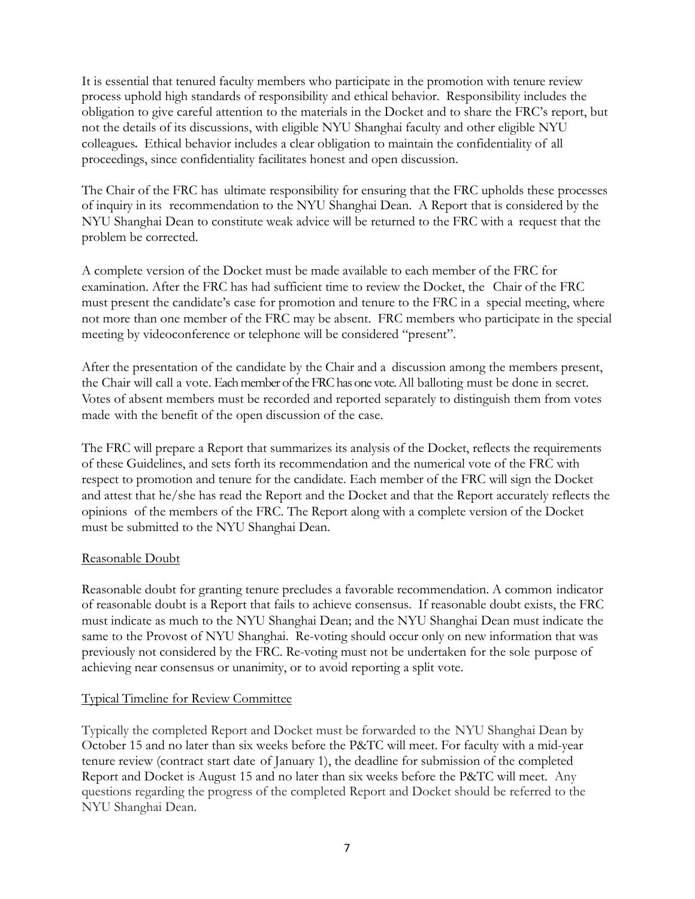It is essential that tenured faculty members who participate in the promotion with tenure review process uphold high standards of responsibility and ethical behavior. Responsibility includes the obligation to give careful attention to the materials in the Docket and to share the FRC's report, but not the details of its discussions, with eligible NYU Shanghai faculty and other eligible NYU colleagues. Ethical behavior includes a clear obligation to maintain the confidentiality of all proceedings, since confidentiality facilitates honest and open discussion.

The Chair of the FRC has ultimate responsibility for ensuring that the FRC upholds these processes of inquiry in its recommendation to the NYU Shanghai Dean. A Report that is considered by the NYU Shanghai Dean to constitute weak advice will be returned to the FRC with a request that the problem be corrected.

A complete version of the Docket must be made available to each member of the FRC for examination. After the FRC has had sufficient time to review the Docket, the Chair of the FRC must present the candidate's case for promotion and tenure to the FRC in a special meeting, where not more than one member of the FRC may be absent. FRC members who participate in the special meeting by videoconference or telephone will be considered "present".

After the presentation of the candidate by the Chair and a discussion among the members present, the Chair will call a vote. Each member of the FRC has one vote. All balloting must be done in secret. Votes of absent members must be recorded and reported separately to distinguish them from votes made with the benefit of the open discussion of the case.

The FRC will prepare a Report that summarizes its analysis of the Docket, reflects the requirements of these Guidelines, and sets forth its recommendation and the numerical vote of the FRC with respect to promotion and tenure for the candidate. Each member of the FRC will sign the Docket and attest that he/she has read the Report and the Docket and that the Report accurately reflects the opinions of the members of the FRC. The Report along with a complete version of the Docket must be submitted to the NYU Shanghai Dean.

<u>Reasonable Doubt</u>

Reasonable doubt for granting tenure precludes a favorable recommendation. A common indicator of reasonable doubt is a Report that fails to achieve consensus. If reasonable doubt exists, the FRC must indicate as much to the NYU Shanghai Dean; and the NYU Shanghai Dean must indicate the same to the Provost of NYU Shanghai. Re-voting should occur only on new information that was previously not considered by the FRC. Re-voting must not be undertaken for the sole purpose of achieving near consensus or unanimity, or to avoid reporting a split vote.

<u>Typical Timeline for Review Committee</u>

Typically the completed Report and Docket must be forwarded to the NYU Shanghai Dean by October 15 and no later than six weeks before the P&TC will meet. For faculty with a mid-year tenure review (contract start date of January 1), the deadline for submission of the completed Report and Docket is August 15 and no later than six weeks before the P&TC will meet. Any questions regarding the progress of the completed Report and Docket should be referred to the NYU Shanghai Dean.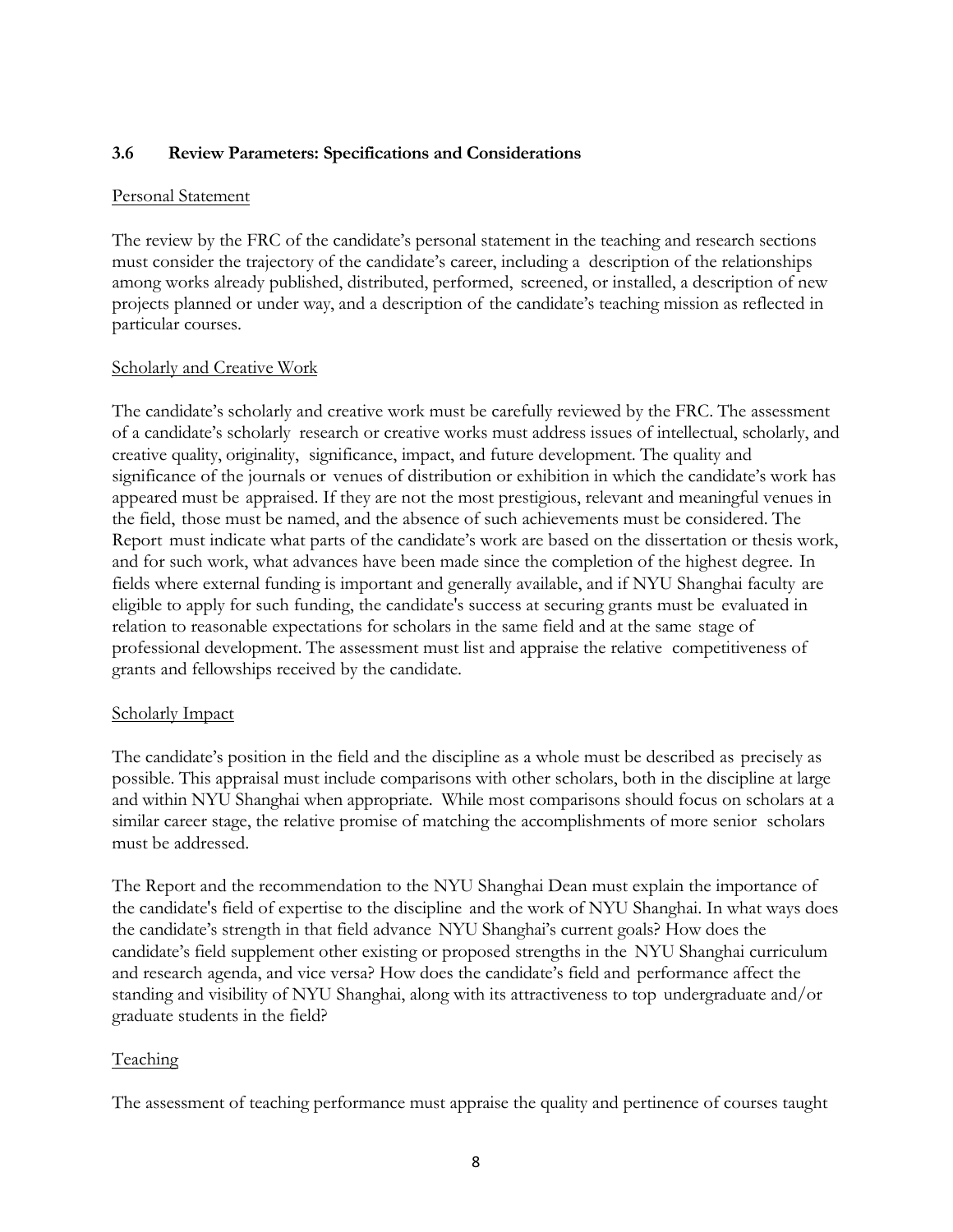### 3.6 Review Parameters: Specifications and Considerations

Personal Statement

The review by the FRC of the candidate's personal statement in the teaching and research sections must consider the trajectory of the candidate's career, including a description of the relationships among works already published, distributed, performed, screened, or installed, a description of new projects planned or under way, and a description of the candidate's teaching mission as reflected in particular courses.

Scholarly and Creative Work

The candidate's scholarly and creative work must be carefully reviewed by the FRC. The assessment of a candidate's scholarly research or creative works must address issues of intellectual, scholarly, and creative quality, originality, significance, impact, and future development. The quality and significance of the journals or venues of distribution or exhibition in which the candidate's work has appeared must be appraised. If they are not the most prestigious, relevant and meaningful venues in the field, those must be named, and the absence of such achievements must be considered. The Report must indicate what parts of the candidate's work are based on the dissertation or thesis work, and for such work, what advances have been made since the completion of the highest degree. In fields where external funding is important and generally available, and if NYU Shanghai faculty are eligible to apply for such funding, the candidate's success at securing grants must be evaluated in relation to reasonable expectations for scholars in the same field and at the same stage of professional development. The assessment must list and appraise the relative competitiveness of grants and fellowships received by the candidate.

Scholarly Impact

The candidate's position in the field and the discipline as a whole must be described as precisely as possible. This appraisal must include comparisons with other scholars, both in the discipline at large and within NYU Shanghai when appropriate. While most comparisons should focus on scholars at a similar career stage, the relative promise of matching the accomplishments of more senior scholars must be addressed.

The Report and the recommendation to the NYU Shanghai Dean must explain the importance of the candidate's field of expertise to the discipline and the work of NYU Shanghai. In what ways does the candidate's strength in that field advance NYU Shanghai's current goals? How does the candidate's field supplement other existing or proposed strengths in the NYU Shanghai curriculum and research agenda, and vice versa? How does the candidate's field and performance affect the standing and visibility of NYU Shanghai, along with its attractiveness to top undergraduate and/or graduate students in the field?

Teaching

The assessment of teaching performance must appraise the quality and pertinence of courses taught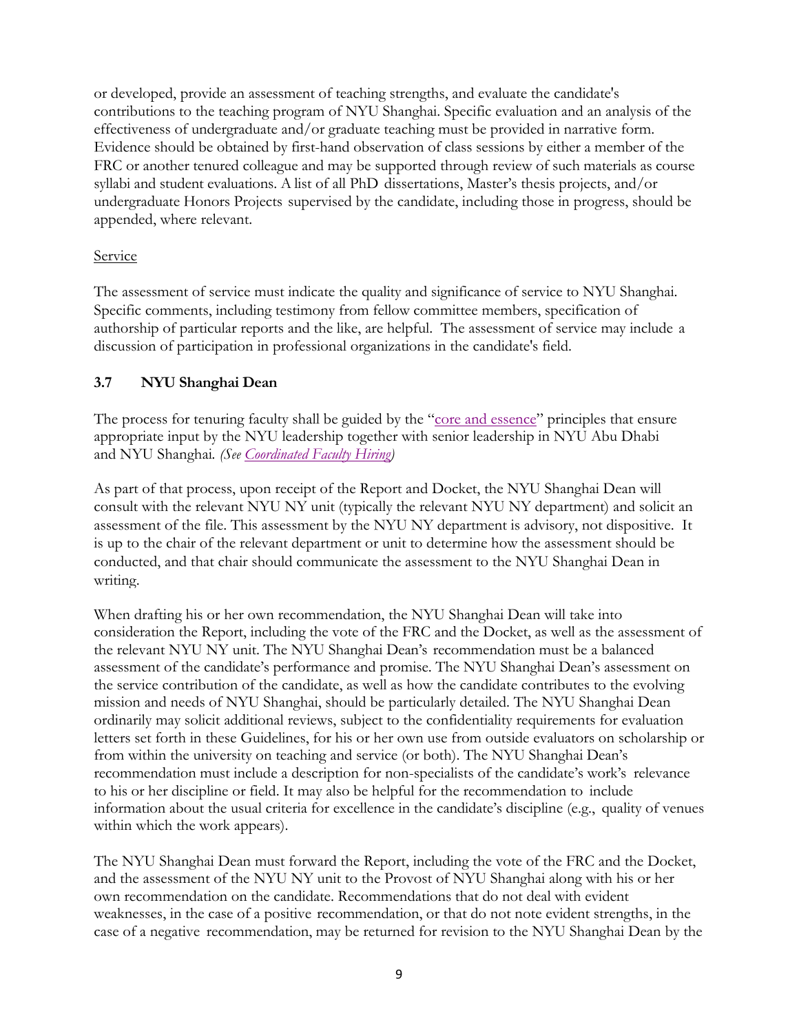or developed, provide an assessment of teaching strengths, and evaluate the candidate's contributions to the teaching program of NYU Shanghai. Specific evaluation and an analysis of the effectiveness of undergraduate and/or graduate teaching must be provided in narrative form. Evidence should be obtained by first-hand observation of class sessions by either a member of the FRC or another tenured colleague and may be supported through review of such materials as course syllabi and student evaluations. A list of all PhD dissertations, Master's thesis projects, and/or undergraduate Honors Projects supervised by the candidate, including those in progress, should be appended, where relevant.

Service

The assessment of service must indicate the quality and significance of service to NYU Shanghai. Specific comments, including testimony from fellow committee members, specification of authorship of particular reports and the like, are helpful. The assessment of service may include a discussion of participation in professional organizations in the candidate's field.

### 3.7 NYU Shanghai Dean

The process for tenuring faculty shall be guided by the "core and essence" principles that ensure appropriate input by the NYU leadership together with senior leadership in NYU Abu Dhabi and NYU Shanghai. *(See Coordinated Faculty Hiring)*

As part of that process, upon receipt of the Report and Docket, the NYU Shanghai Dean will consult with the relevant NYU NY unit (typically the relevant NYU NY department) and solicit an assessment of the file. This assessment by the NYU NY department is advisory, not dispositive. It is up to the chair of the relevant department or unit to determine how the assessment should be conducted, and that chair should communicate the assessment to the NYU Shanghai Dean in writing.

When drafting his or her own recommendation, the NYU Shanghai Dean will take into consideration the Report, including the vote of the FRC and the Docket, as well as the assessment of the relevant NYU NY unit. The NYU Shanghai Dean's recommendation must be a balanced assessment of the candidate's performance and promise. The NYU Shanghai Dean's assessment on the service contribution of the candidate, as well as how the candidate contributes to the evolving mission and needs of NYU Shanghai, should be particularly detailed. The NYU Shanghai Dean ordinarily may solicit additional reviews, subject to the confidentiality requirements for evaluation letters set forth in these Guidelines, for his or her own use from outside evaluators on scholarship or from within the university on teaching and service (or both). The NYU Shanghai Dean's recommendation must include a description for non-specialists of the candidate's work's relevance to his or her discipline or field. It may also be helpful for the recommendation to include information about the usual criteria for excellence in the candidate's discipline (e.g., quality of venues within which the work appears).

The NYU Shanghai Dean must forward the Report, including the vote of the FRC and the Docket, and the assessment of the NYU NY unit to the Provost of NYU Shanghai along with his or her own recommendation on the candidate. Recommendations that do not deal with evident weaknesses, in the case of a positive recommendation, or that do not note evident strengths, in the case of a negative recommendation, may be returned for revision to the NYU Shanghai Dean by the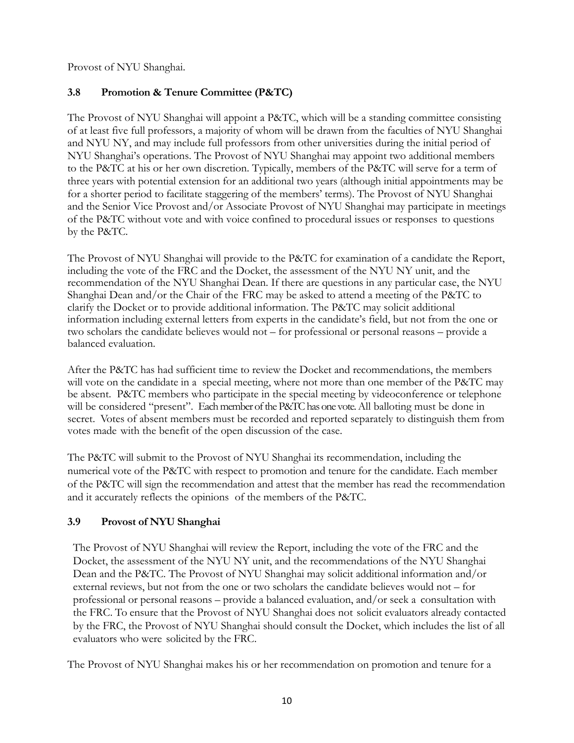Provost of NYU Shanghai.

### 3.8 Promotion & Tenure Committee (P&TC)

The Provost of NYU Shanghai will appoint a P&TC, which will be a standing committee consisting of at least five full professors, a majority of whom will be drawn from the faculties of NYU Shanghai and NYU NY, and may include full professors from other universities during the initial period of NYU Shanghai's operations. The Provost of NYU Shanghai may appoint two additional members to the P&TC at his or her own discretion. Typically, members of the P&TC will serve for a term of three years with potential extension for an additional two years (although initial appointments may be for a shorter period to facilitate staggering of the members' terms). The Provost of NYU Shanghai and the Senior Vice Provost and/or Associate Provost of NYU Shanghai may participate in meetings of the P&TC without vote and with voice confined to procedural issues or responses to questions by the P&TC.

The Provost of NYU Shanghai will provide to the P&TC for examination of a candidate the Report, including the vote of the FRC and the Docket, the assessment of the NYU NY unit, and the recommendation of the NYU Shanghai Dean. If there are questions in any particular case, the NYU Shanghai Dean and/or the Chair of the FRC may be asked to attend a meeting of the P&TC to clarify the Docket or to provide additional information. The P&TC may solicit additional information including external letters from experts in the candidate's field, but not from the one or two scholars the candidate believes would not – for professional or personal reasons – provide a balanced evaluation.

After the P&TC has had sufficient time to review the Docket and recommendations, the members will vote on the candidate in a special meeting, where not more than one member of the P&TC may be absent. P&TC members who participate in the special meeting by videoconference or telephone will be considered "present". Each member of the P&TC has one vote. All balloting must be done in secret. Votes of absent members must be recorded and reported separately to distinguish them from votes made with the benefit of the open discussion of the case.

The P&TC will submit to the Provost of NYU Shanghai its recommendation, including the numerical vote of the P&TC with respect to promotion and tenure for the candidate. Each member of the P&TC will sign the recommendation and attest that the member has read the recommendation and it accurately reflects the opinions of the members of the P&TC.

### 3.9 Provost of NYU Shanghai

The Provost of NYU Shanghai will review the Report, including the vote of the FRC and the Docket, the assessment of the NYU NY unit, and the recommendations of the NYU Shanghai Dean and the P&TC. The Provost of NYU Shanghai may solicit additional information and/or external reviews, but not from the one or two scholars the candidate believes would not – for professional or personal reasons – provide a balanced evaluation, and/or seek a consultation with the FRC. To ensure that the Provost of NYU Shanghai does not solicit evaluators already contacted by the FRC, the Provost of NYU Shanghai should consult the Docket, which includes the list of all evaluators who were solicited by the FRC.

The Provost of NYU Shanghai makes his or her recommendation on promotion and tenure for a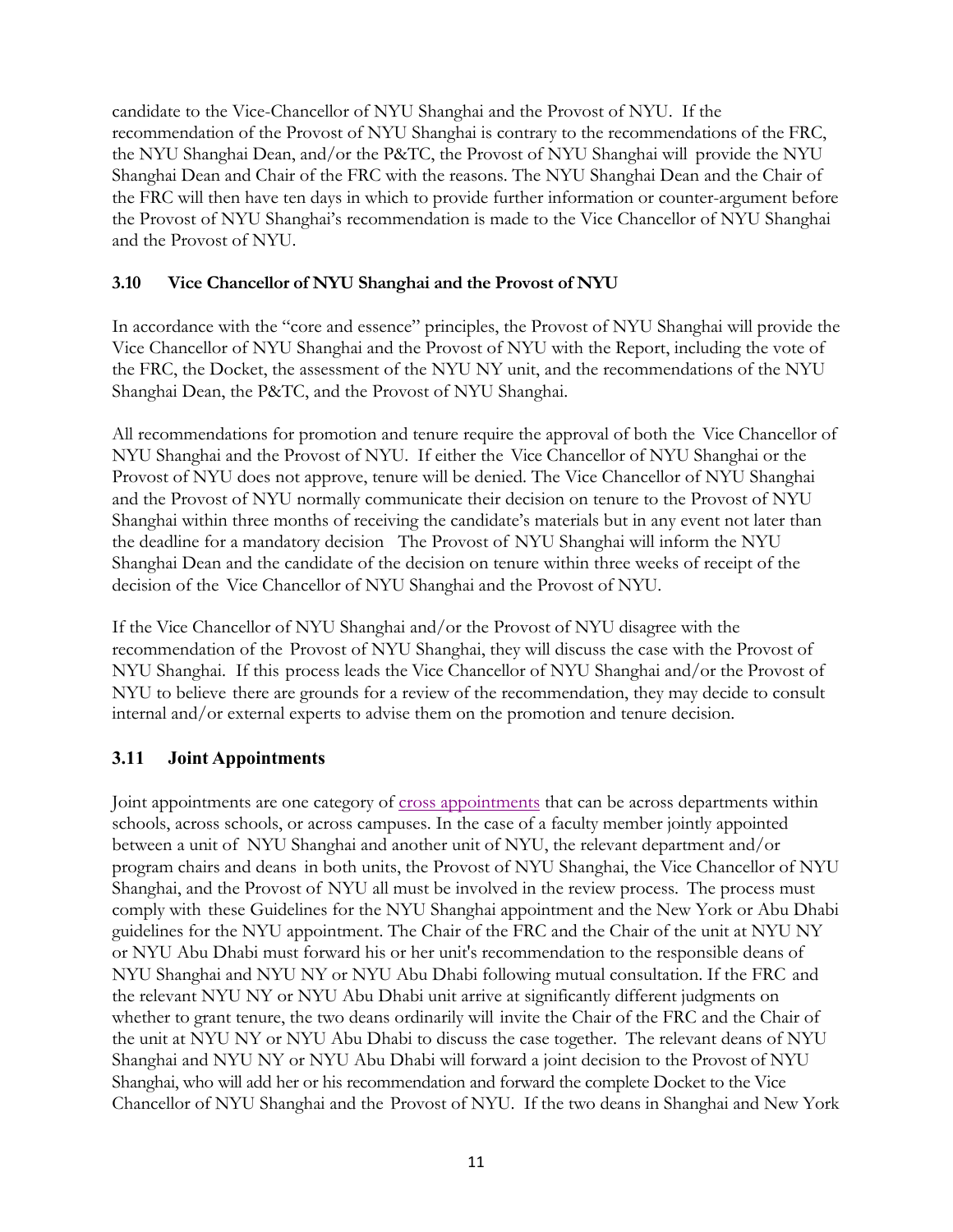candidate to the Vice-Chancellor of NYU Shanghai and the Provost of NYU. If the recommendation of the Provost of NYU Shanghai is contrary to the recommendations of the FRC, the NYU Shanghai Dean, and/or the P&TC, the Provost of NYU Shanghai will provide the NYU Shanghai Dean and Chair of the FRC with the reasons. The NYU Shanghai Dean and the Chair of the FRC will then have ten days in which to provide further information or counter-argument before the Provost of NYU Shanghai's recommendation is made to the Vice Chancellor of NYU Shanghai and the Provost of NYU.

### 3.10 Vice Chancellor of NYU Shanghai and the Provost of NYU

In accordance with the "core and essence" principles, the Provost of NYU Shanghai will provide the Vice Chancellor of NYU Shanghai and the Provost of NYU with the Report, including the vote of the FRC, the Docket, the assessment of the NYU NY unit, and the recommendations of the NYU Shanghai Dean, the P&TC, and the Provost of NYU Shanghai.

All recommendations for promotion and tenure require the approval of both the Vice Chancellor of NYU Shanghai and the Provost of NYU. If either the Vice Chancellor of NYU Shanghai or the Provost of NYU does not approve, tenure will be denied. The Vice Chancellor of NYU Shanghai and the Provost of NYU normally communicate their decision on tenure to the Provost of NYU Shanghai within three months of receiving the candidate's materials but in any event not later than the deadline for a mandatory decision The Provost of NYU Shanghai will inform the NYU Shanghai Dean and the candidate of the decision on tenure within three weeks of receipt of the decision of the Vice Chancellor of NYU Shanghai and the Provost of NYU.

If the Vice Chancellor of NYU Shanghai and/or the Provost of NYU disagree with the recommendation of the Provost of NYU Shanghai, they will discuss the case with the Provost of NYU Shanghai. If this process leads the Vice Chancellor of NYU Shanghai and/or the Provost of NYU to believe there are grounds for a review of the recommendation, they may decide to consult internal and/or external experts to advise them on the promotion and tenure decision.

### 3.11 Joint Appointments

Joint appointments are one category of cross appointments that can be across departments within schools, across schools, or across campuses. In the case of a faculty member jointly appointed between a unit of NYU Shanghai and another unit of NYU, the relevant department and/or program chairs and deans in both units, the Provost of NYU Shanghai, the Vice Chancellor of NYU Shanghai, and the Provost of NYU all must be involved in the review process. The process must comply with these Guidelines for the NYU Shanghai appointment and the New York or Abu Dhabi guidelines for the NYU appointment. The Chair of the FRC and the Chair of the unit at NYU NY or NYU Abu Dhabi must forward his or her unit's recommendation to the responsible deans of NYU Shanghai and NYU NY or NYU Abu Dhabi following mutual consultation. If the FRC and the relevant NYU NY or NYU Abu Dhabi unit arrive at significantly different judgments on whether to grant tenure, the two deans ordinarily will invite the Chair of the FRC and the Chair of the unit at NYU NY or NYU Abu Dhabi to discuss the case together. The relevant deans of NYU Shanghai and NYU NY or NYU Abu Dhabi will forward a joint decision to the Provost of NYU Shanghai, who will add her or his recommendation and forward the complete Docket to the Vice Chancellor of NYU Shanghai and the Provost of NYU. If the two deans in Shanghai and New York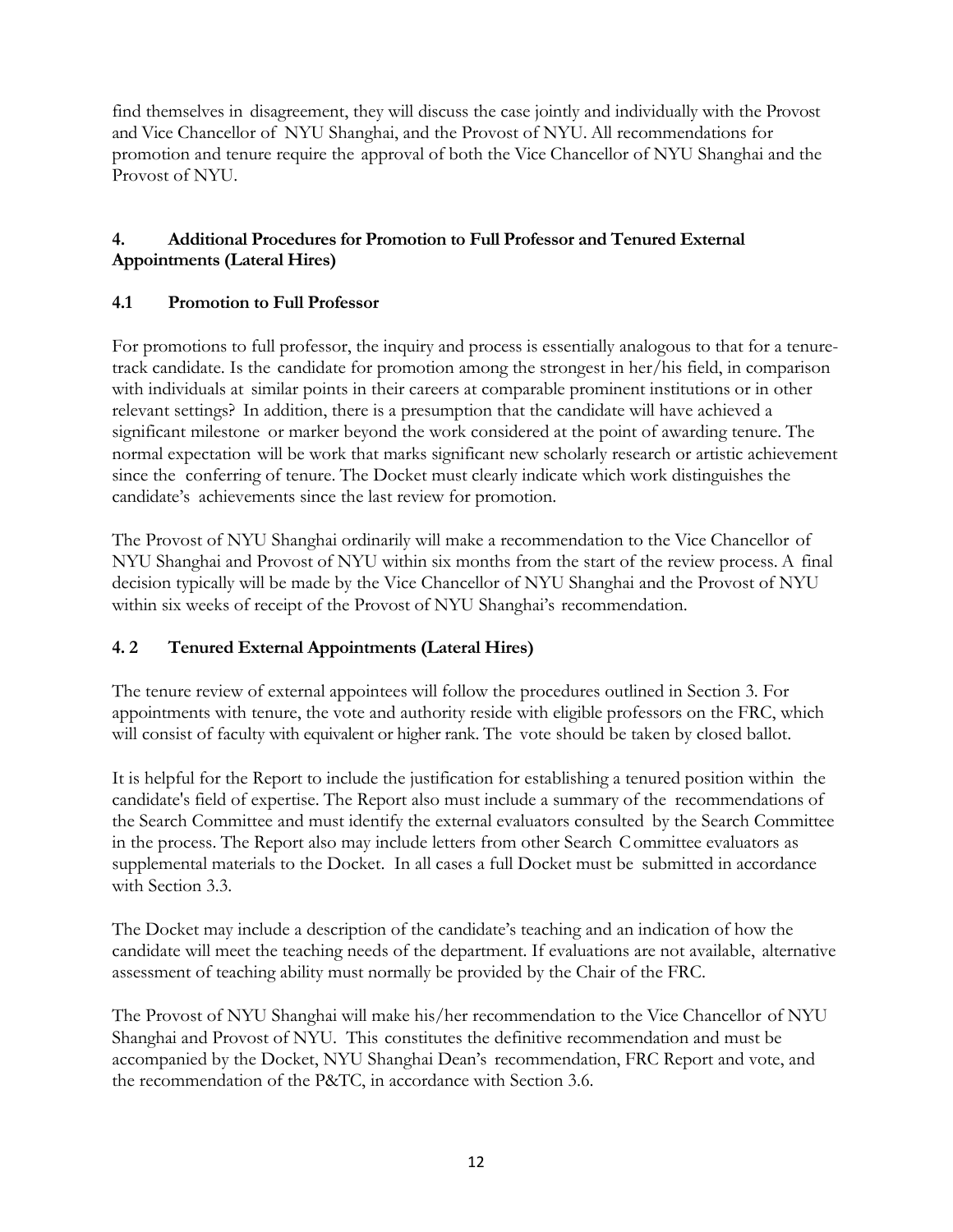find themselves in disagreement, they will discuss the case jointly and individually with the Provost and Vice Chancellor of NYU Shanghai, and the Provost of NYU. All recommendations for promotion and tenure require the approval of both the Vice Chancellor of NYU Shanghai and the Provost of NYU.

## 4. Additional Procedures for Promotion to Full Professor and Tenured External Appointments (Lateral Hires)

### 4.1 Promotion to Full Professor

For promotions to full professor, the inquiry and process is essentially analogous to that for a tenure-track candidate. Is the candidate for promotion among the strongest in her/his field, in comparison with individuals at similar points in their careers at comparable prominent institutions or in other relevant settings? In addition, there is a presumption that the candidate will have achieved a significant milestone or marker beyond the work considered at the point of awarding tenure. The normal expectation will be work that marks significant new scholarly research or artistic achievement since the conferring of tenure. The Docket must clearly indicate which work distinguishes the candidate's achievements since the last review for promotion.

The Provost of NYU Shanghai ordinarily will make a recommendation to the Vice Chancellor of NYU Shanghai and Provost of NYU within six months from the start of the review process. A final decision typically will be made by the Vice Chancellor of NYU Shanghai and the Provost of NYU within six weeks of receipt of the Provost of NYU Shanghai's recommendation.

### 4. 2 Tenured External Appointments (Lateral Hires)

The tenure review of external appointees will follow the procedures outlined in Section 3. For appointments with tenure, the vote and authority reside with eligible professors on the FRC, which will consist of faculty with equivalent or higher rank. The vote should be taken by closed ballot.

It is helpful for the Report to include the justification for establishing a tenured position within the candidate's field of expertise. The Report also must include a summary of the recommendations of the Search Committee and must identify the external evaluators consulted by the Search Committee in the process. The Report also may include letters from other Search Committee evaluators as supplemental materials to the Docket. In all cases a full Docket must be submitted in accordance with Section 3.3.

The Docket may include a description of the candidate's teaching and an indication of how the candidate will meet the teaching needs of the department. If evaluations are not available, alternative assessment of teaching ability must normally be provided by the Chair of the FRC.

The Provost of NYU Shanghai will make his/her recommendation to the Vice Chancellor of NYU Shanghai and Provost of NYU. This constitutes the definitive recommendation and must be accompanied by the Docket, NYU Shanghai Dean's recommendation, FRC Report and vote, and the recommendation of the P&TC, in accordance with Section 3.6.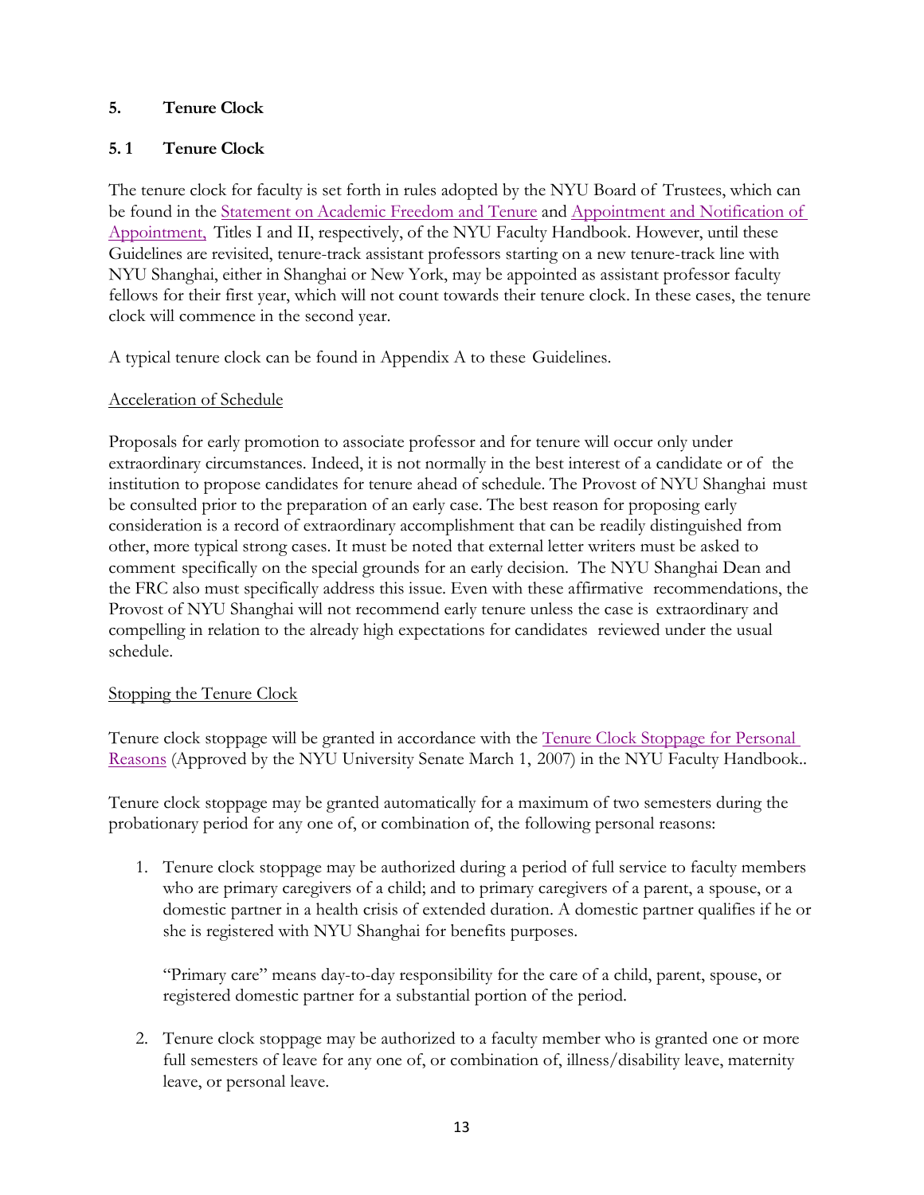## 5. Tenure Clock

### 5.1 Tenure Clock

The tenure clock for faculty is set forth in rules adopted by the NYU Board of Trustees, which can be found in the Statement on Academic Freedom and Tenure and Appointment and Notification of Appointment, Titles I and II, respectively, of the NYU Faculty Handbook. However, until these Guidelines are revisited, tenure-track assistant professors starting on a new tenure-track line with NYU Shanghai, either in Shanghai or New York, may be appointed as assistant professor faculty fellows for their first year, which will not count towards their tenure clock. In these cases, the tenure clock will commence in the second year.

A typical tenure clock can be found in Appendix A to these Guidelines.

Acceleration of Schedule

Proposals for early promotion to associate professor and for tenure will occur only under extraordinary circumstances. Indeed, it is not normally in the best interest of a candidate or of the institution to propose candidates for tenure ahead of schedule. The Provost of NYU Shanghai must be consulted prior to the preparation of an early case. The best reason for proposing early consideration is a record of extraordinary accomplishment that can be readily distinguished from other, more typical strong cases. It must be noted that external letter writers must be asked to comment specifically on the special grounds for an early decision. The NYU Shanghai Dean and the FRC also must specifically address this issue. Even with these affirmative recommendations, the Provost of NYU Shanghai will not recommend early tenure unless the case is extraordinary and compelling in relation to the already high expectations for candidates reviewed under the usual schedule.

Stopping the Tenure Clock

Tenure clock stoppage will be granted in accordance with the Tenure Clock Stoppage for Personal Reasons (Approved by the NYU University Senate March 1, 2007) in the NYU Faculty Handbook..

Tenure clock stoppage may be granted automatically for a maximum of two semesters during the probationary period for any one of, or combination of, the following personal reasons:

1. Tenure clock stoppage may be authorized during a period of full service to faculty members who are primary caregivers of a child; and to primary caregivers of a parent, a spouse, or a domestic partner in a health crisis of extended duration. A domestic partner qualifies if he or she is registered with NYU Shanghai for benefits purposes.

   "Primary care" means day-to-day responsibility for the care of a child, parent, spouse, or registered domestic partner for a substantial portion of the period.

2. Tenure clock stoppage may be authorized to a faculty member who is granted one or more full semesters of leave for any one of, or combination of, illness/disability leave, maternity leave, or personal leave.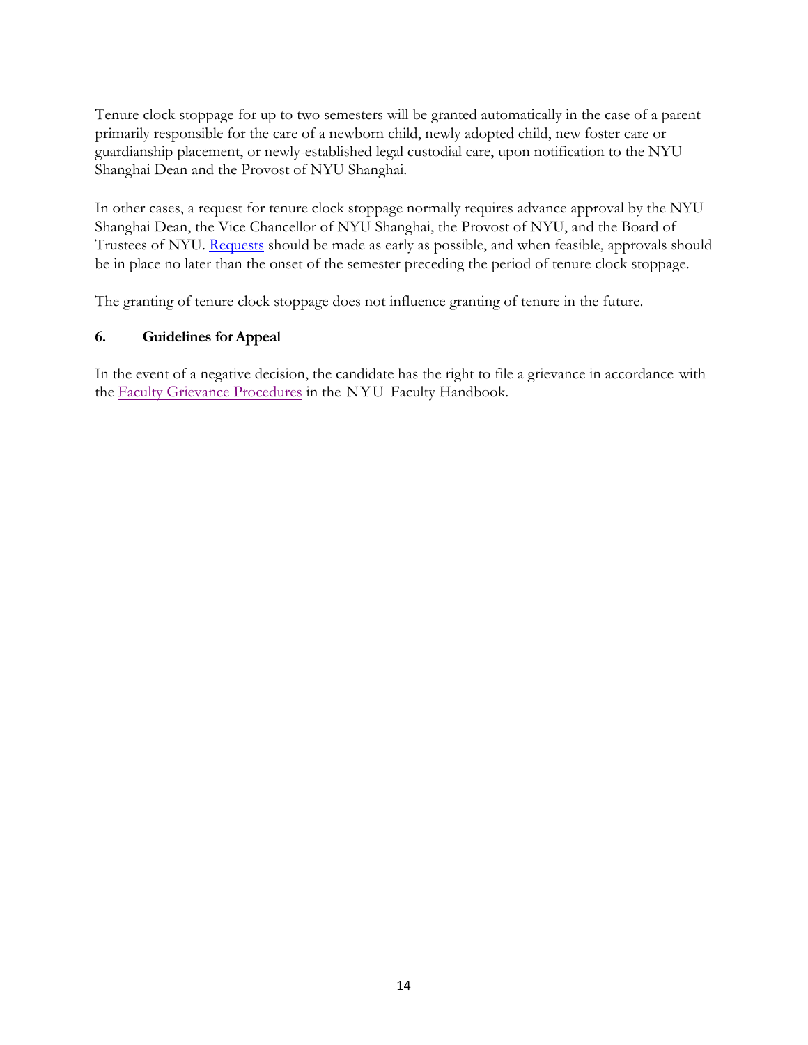Tenure clock stoppage for up to two semesters will be granted automatically in the case of a parent primarily responsible for the care of a newborn child, newly adopted child, new foster care or guardianship placement, or newly-established legal custodial care, upon notification to the NYU Shanghai Dean and the Provost of NYU Shanghai.

In other cases, a request for tenure clock stoppage normally requires advance approval by the NYU Shanghai Dean, the Vice Chancellor of NYU Shanghai, the Provost of NYU, and the Board of Trustees of NYU. Requests should be made as early as possible, and when feasible, approvals should be in place no later than the onset of the semester preceding the period of tenure clock stoppage.

The granting of tenure clock stoppage does not influence granting of tenure in the future.

### 6. Guidelines for Appeal

In the event of a negative decision, the candidate has the right to file a grievance in accordance with the Faculty Grievance Procedures in the NYU Faculty Handbook.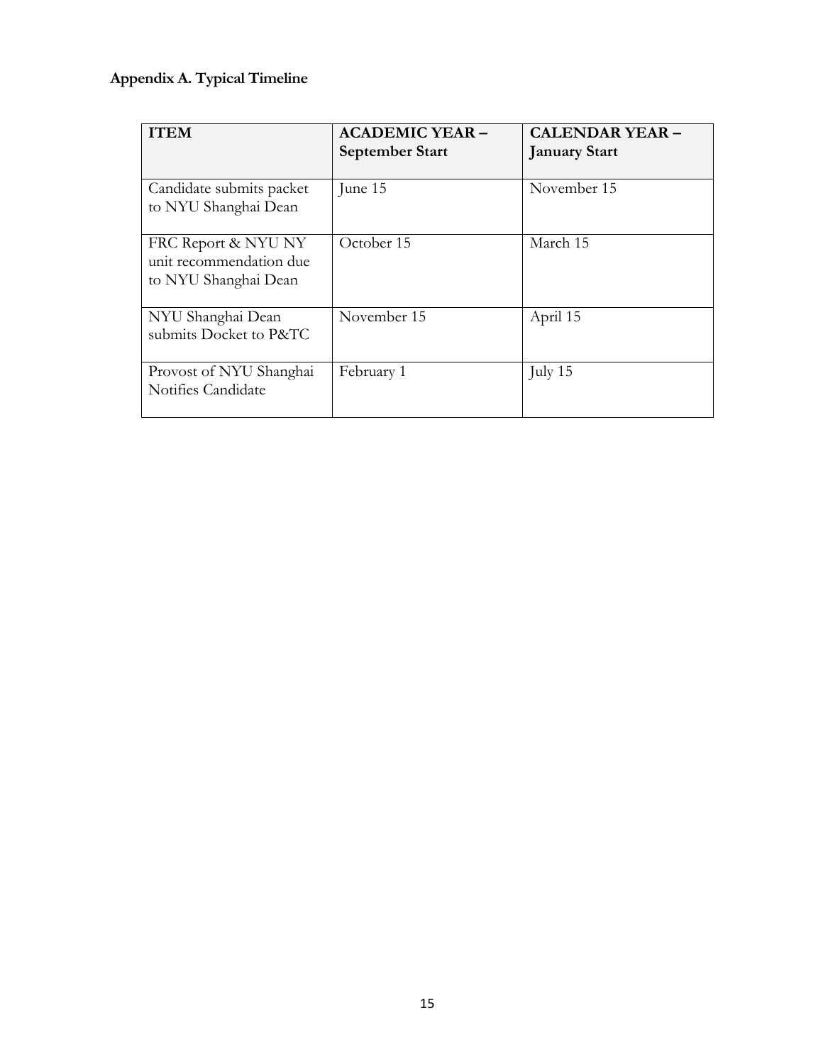**Appendix A. Typical Timeline**

| ITEM | ACADEMIC YEAR – September Start | CALENDAR YEAR – January Start |
|---|---|---|
| Candidate submits packet to NYU Shanghai Dean | June 15 | November 15 |
| FRC Report & NYU NY unit recommendation due to NYU Shanghai Dean | October 15 | March 15 |
| NYU Shanghai Dean submits Docket to P&TC | November 15 | April 15 |
| Provost of NYU Shanghai Notifies Candidate | February 1 | July 15 |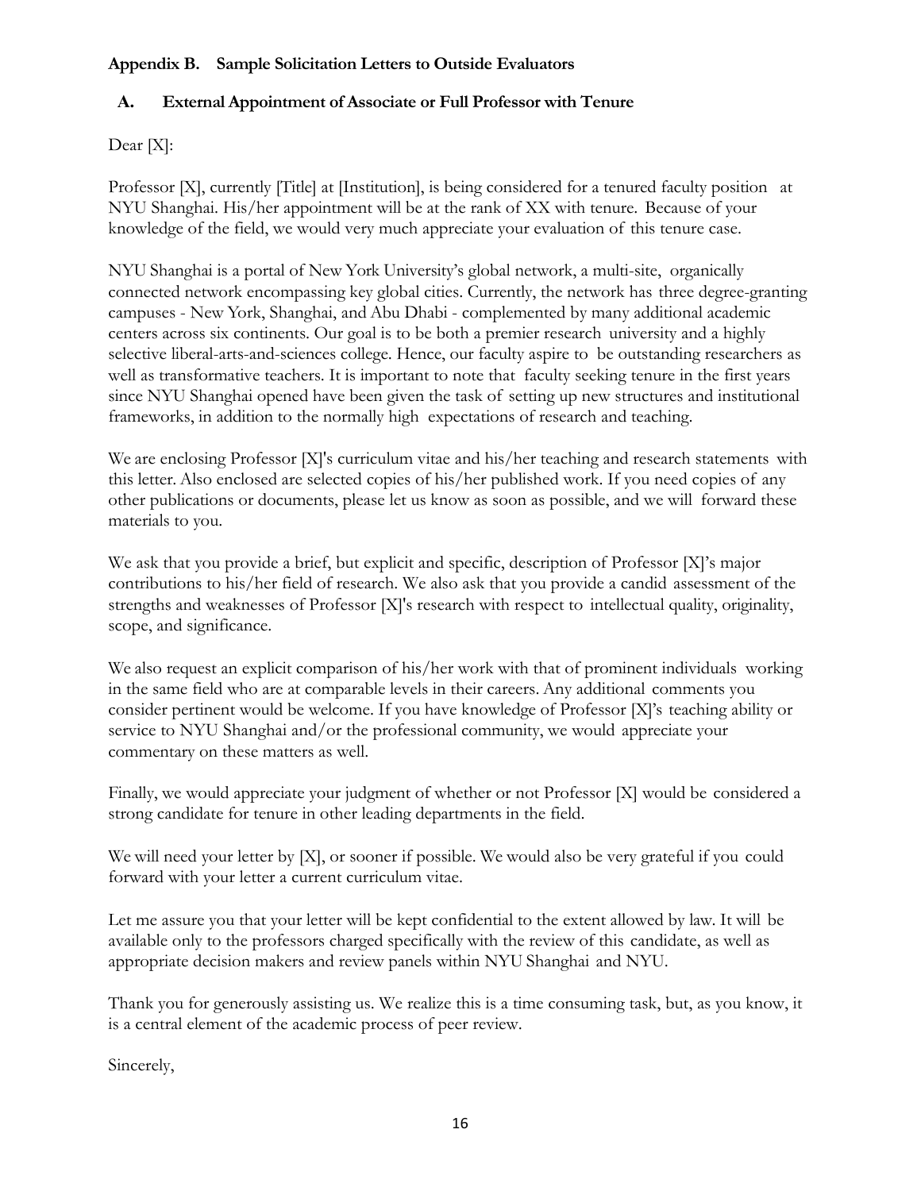## Appendix B. Sample Solicitation Letters to Outside Evaluators

### A. External Appointment of Associate or Full Professor with Tenure

Dear [X]:

Professor [X], currently [Title] at [Institution], is being considered for a tenured faculty position at NYU Shanghai. His/her appointment will be at the rank of XX with tenure. Because of your knowledge of the field, we would very much appreciate your evaluation of this tenure case.

NYU Shanghai is a portal of New York University's global network, a multi-site, organically connected network encompassing key global cities. Currently, the network has three degree-granting campuses - New York, Shanghai, and Abu Dhabi - complemented by many additional academic centers across six continents. Our goal is to be both a premier research university and a highly selective liberal-arts-and-sciences college. Hence, our faculty aspire to be outstanding researchers as well as transformative teachers. It is important to note that faculty seeking tenure in the first years since NYU Shanghai opened have been given the task of setting up new structures and institutional frameworks, in addition to the normally high expectations of research and teaching.

We are enclosing Professor [X]'s curriculum vitae and his/her teaching and research statements with this letter. Also enclosed are selected copies of his/her published work. If you need copies of any other publications or documents, please let us know as soon as possible, and we will forward these materials to you.

We ask that you provide a brief, but explicit and specific, description of Professor [X]'s major contributions to his/her field of research. We also ask that you provide a candid assessment of the strengths and weaknesses of Professor [X]'s research with respect to intellectual quality, originality, scope, and significance.

We also request an explicit comparison of his/her work with that of prominent individuals working in the same field who are at comparable levels in their careers. Any additional comments you consider pertinent would be welcome. If you have knowledge of Professor [X]'s teaching ability or service to NYU Shanghai and/or the professional community, we would appreciate your commentary on these matters as well.

Finally, we would appreciate your judgment of whether or not Professor [X] would be considered a strong candidate for tenure in other leading departments in the field.

We will need your letter by [X], or sooner if possible. We would also be very grateful if you could forward with your letter a current curriculum vitae.

Let me assure you that your letter will be kept confidential to the extent allowed by law. It will be available only to the professors charged specifically with the review of this candidate, as well as appropriate decision makers and review panels within NYU Shanghai and NYU.

Thank you for generously assisting us. We realize this is a time consuming task, but, as you know, it is a central element of the academic process of peer review.

Sincerely,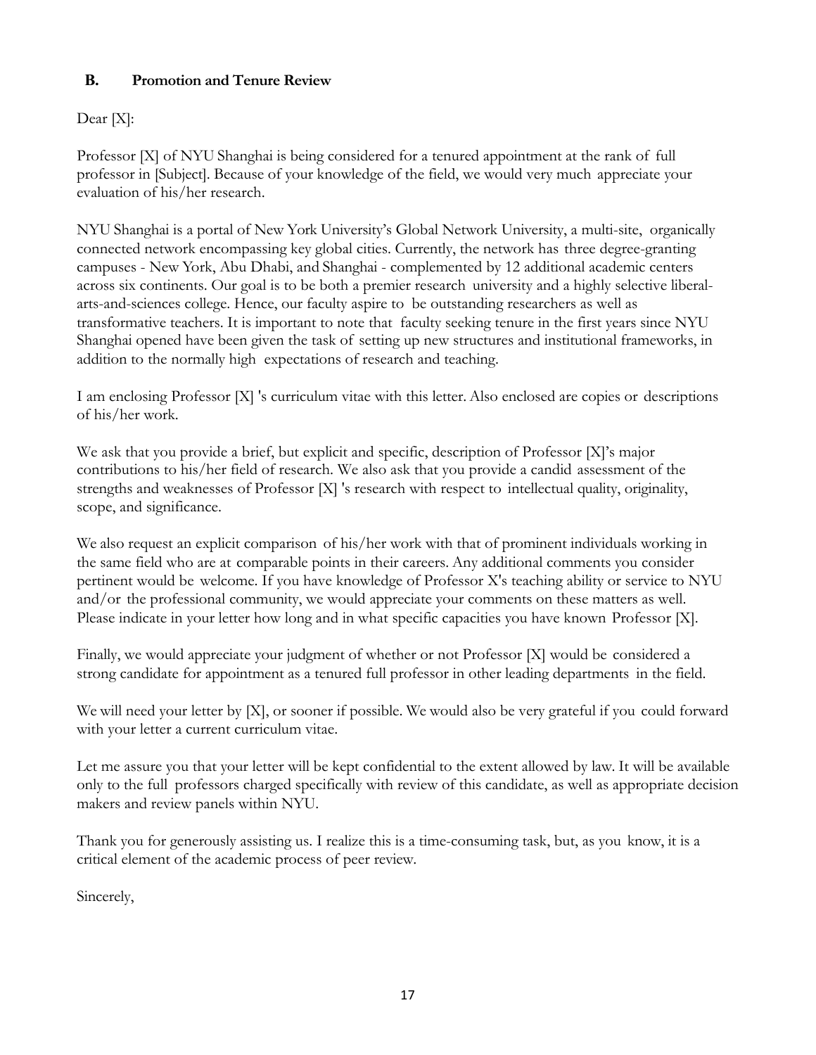## B. Promotion and Tenure Review

Dear [X]:

Professor [X] of NYU Shanghai is being considered for a tenured appointment at the rank of full professor in [Subject]. Because of your knowledge of the field, we would very much appreciate your evaluation of his/her research.

NYU Shanghai is a portal of New York University's Global Network University, a multi-site, organically connected network encompassing key global cities. Currently, the network has three degree-granting campuses - New York, Abu Dhabi, and Shanghai - complemented by 12 additional academic centers across six continents. Our goal is to be both a premier research university and a highly selective liberal-arts-and-sciences college. Hence, our faculty aspire to be outstanding researchers as well as transformative teachers. It is important to note that faculty seeking tenure in the first years since NYU Shanghai opened have been given the task of setting up new structures and institutional frameworks, in addition to the normally high expectations of research and teaching.

I am enclosing Professor [X] 's curriculum vitae with this letter. Also enclosed are copies or descriptions of his/her work.

We ask that you provide a brief, but explicit and specific, description of Professor [X]'s major contributions to his/her field of research. We also ask that you provide a candid assessment of the strengths and weaknesses of Professor [X] 's research with respect to intellectual quality, originality, scope, and significance.

We also request an explicit comparison of his/her work with that of prominent individuals working in the same field who are at comparable points in their careers. Any additional comments you consider pertinent would be welcome. If you have knowledge of Professor X's teaching ability or service to NYU and/or the professional community, we would appreciate your comments on these matters as well. Please indicate in your letter how long and in what specific capacities you have known Professor [X].

Finally, we would appreciate your judgment of whether or not Professor [X] would be considered a strong candidate for appointment as a tenured full professor in other leading departments in the field.

We will need your letter by [X], or sooner if possible. We would also be very grateful if you could forward with your letter a current curriculum vitae.

Let me assure you that your letter will be kept confidential to the extent allowed by law. It will be available only to the full professors charged specifically with review of this candidate, as well as appropriate decision makers and review panels within NYU.

Thank you for generously assisting us. I realize this is a time-consuming task, but, as you know, it is a critical element of the academic process of peer review.

Sincerely,